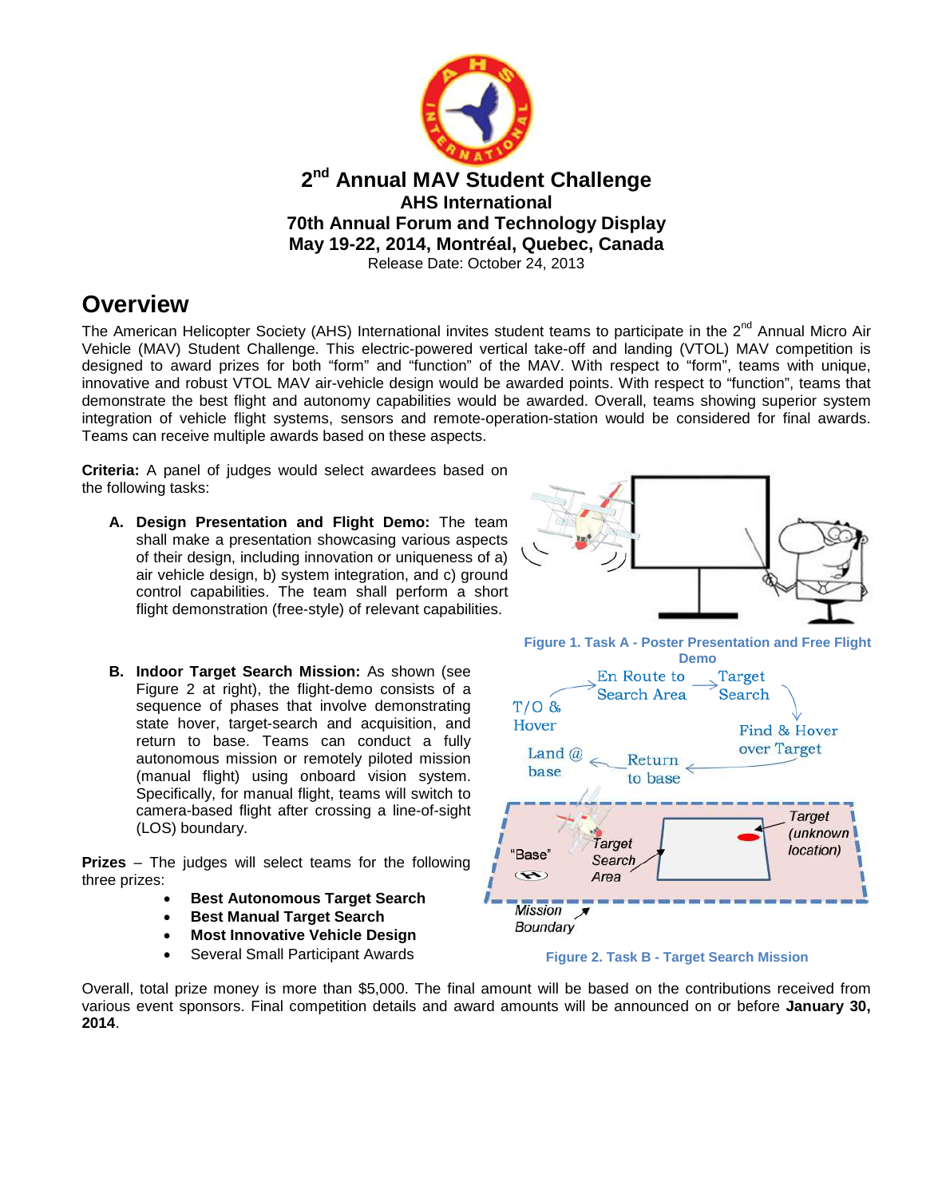# 2nd Annual MAV Student Challenge

**AHS International**
**70th Annual Forum and Technology Display**
**May 19-22, 2014, Montréal, Quebec, Canada**
Release Date: October 24, 2013

## Overview

The American Helicopter Society (AHS) International invites student teams to participate in the 2nd Annual Micro Air Vehicle (MAV) Student Challenge. This electric-powered vertical take-off and landing (VTOL) MAV competition is designed to award prizes for both "form" and "function" of the MAV. With respect to "form", teams with unique, innovative and robust VTOL MAV air-vehicle design would be awarded points. With respect to "function", teams that demonstrate the best flight and autonomy capabilities would be awarded. Overall, teams showing superior system integration of vehicle flight systems, sensors and remote-operation-station would be considered for final awards. Teams can receive multiple awards based on these aspects.

**Criteria:** A panel of judges would select awardees based on the following tasks:

**A. Design Presentation and Flight Demo:** The team shall make a presentation showcasing various aspects of their design, including innovation or uniqueness of a) air vehicle design, b) system integration, and c) ground control capabilities. The team shall perform a short flight demonstration (free-style) of relevant capabilities.

Figure 1. Task A - Poster Presentation and Free Flight Demo

**B. Indoor Target Search Mission:** As shown (see Figure 2 at right), the flight-demo consists of a sequence of phases that involve demonstrating state hover, target-search and acquisition, and return to base. Teams can conduct a fully autonomous mission or remotely piloted mission (manual flight) using onboard vision system. Specifically, for manual flight, teams will switch to camera-based flight after crossing a line-of-sight (LOS) boundary.

Figure 2. Task B - Target Search Mission

**Prizes** – The judges will select teams for the following three prizes:

- **Best Autonomous Target Search**
- **Best Manual Target Search**
- **Most Innovative Vehicle Design**
- Several Small Participant Awards

Overall, total prize money is more than $5,000. The final amount will be based on the contributions received from various event sponsors. Final competition details and award amounts will be announced on or before **January 30, 2014**.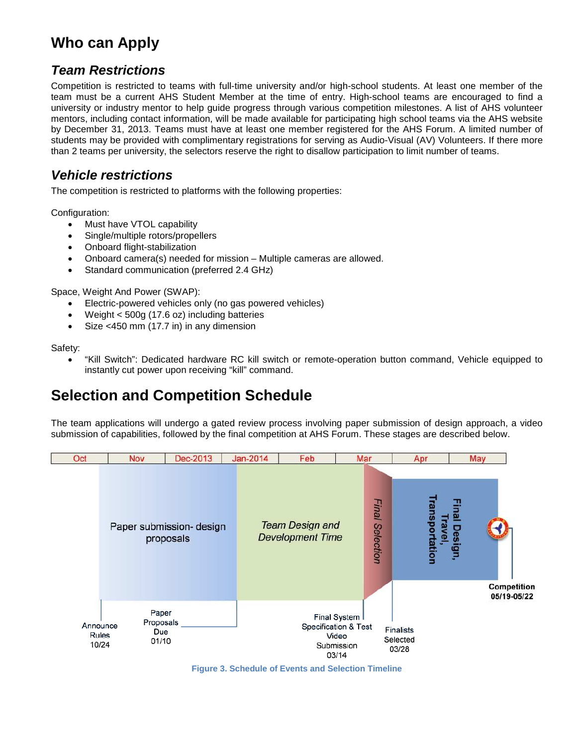# Who can Apply

## Team Restrictions

Competition is restricted to teams with full-time university and/or high-school students. At least one member of the team must be a current AHS Student Member at the time of entry. High-school teams are encouraged to find a university or industry mentor to help guide progress through various competition milestones. A list of AHS volunteer mentors, including contact information, will be made available for participating high school teams via the AHS website by December 31, 2013. Teams must have at least one member registered for the AHS Forum. A limited number of students may be provided with complimentary registrations for serving as Audio-Visual (AV) Volunteers. If there more than 2 teams per university, the selectors reserve the right to disallow participation to limit number of teams.

## Vehicle restrictions

The competition is restricted to platforms with the following properties:

Configuration:

- Must have VTOL capability
- Single/multiple rotors/propellers
- Onboard flight-stabilization
- Onboard camera(s) needed for mission – Multiple cameras are allowed.
- Standard communication (preferred 2.4 GHz)

Space, Weight And Power (SWAP):

- Electric-powered vehicles only (no gas powered vehicles)
- Weight < 500g (17.6 oz) including batteries
- Size <450 mm (17.7 in) in any dimension

Safety:

- "Kill Switch": Dedicated hardware RC kill switch or remote-operation button command, Vehicle equipped to instantly cut power upon receiving "kill" command.

# Selection and Competition Schedule

The team applications will undergo a gated review process involving paper submission of design approach, a video submission of capabilities, followed by the final competition at AHS Forum. These stages are described below.

| Oct | Nov | Dec-2013 | Jan-2014 | Feb | Mar | Apr | May |
|---|---|---|---|---|---|---|---|

- Paper submission- design proposals
- *Team Design and Development Time*
- *Final Selection*
- Final Design, Travel, Transportation
- Announce Rules 10/24
- Paper Proposals Due 01/10
- Final System Specification & Test Video Submission 03/14
- Finalists Selected 03/28
- Competition 05/19-05/22

Figure 3. Schedule of Events and Selection Timeline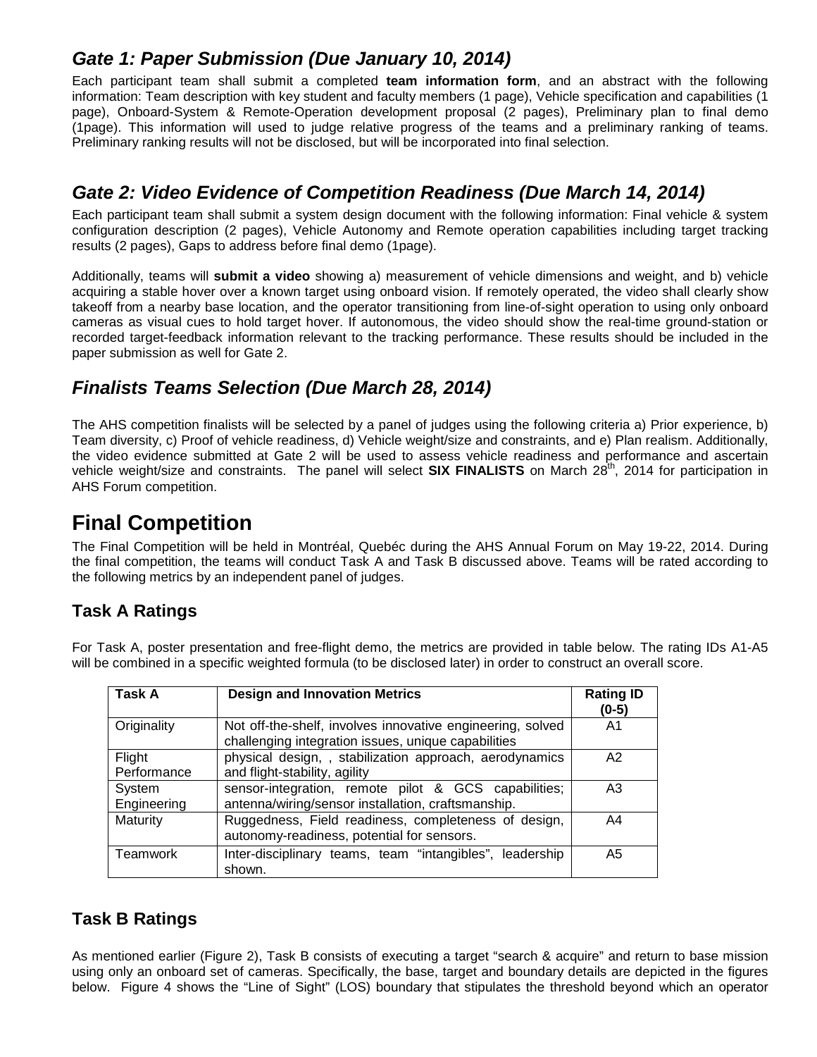## *Gate 1: Paper Submission (Due January 10, 2014)*

Each participant team shall submit a completed **team information form**, and an abstract with the following information: Team description with key student and faculty members (1 page), Vehicle specification and capabilities (1 page), Onboard-System & Remote-Operation development proposal (2 pages), Preliminary plan to final demo (1page). This information will used to judge relative progress of the teams and a preliminary ranking of teams. Preliminary ranking results will not be disclosed, but will be incorporated into final selection.

## *Gate 2: Video Evidence of Competition Readiness (Due March 14, 2014)*

Each participant team shall submit a system design document with the following information: Final vehicle & system configuration description (2 pages), Vehicle Autonomy and Remote operation capabilities including target tracking results (2 pages), Gaps to address before final demo (1page).

Additionally, teams will **submit a video** showing a) measurement of vehicle dimensions and weight, and b) vehicle acquiring a stable hover over a known target using onboard vision. If remotely operated, the video shall clearly show takeoff from a nearby base location, and the operator transitioning from line-of-sight operation to using only onboard cameras as visual cues to hold target hover. If autonomous, the video should show the real-time ground-station or recorded target-feedback information relevant to the tracking performance. These results should be included in the paper submission as well for Gate 2.

## *Finalists Teams Selection (Due March 28, 2014)*

The AHS competition finalists will be selected by a panel of judges using the following criteria a) Prior experience, b) Team diversity, c) Proof of vehicle readiness, d) Vehicle weight/size and constraints, and e) Plan realism. Additionally, the video evidence submitted at Gate 2 will be used to assess vehicle readiness and performance and ascertain vehicle weight/size and constraints. The panel will select **SIX FINALISTS** on March 28th, 2014 for participation in AHS Forum competition.

# Final Competition

The Final Competition will be held in Montréal, Quebéc during the AHS Annual Forum on May 19-22, 2014. During the final competition, the teams will conduct Task A and Task B discussed above. Teams will be rated according to the following metrics by an independent panel of judges.

## Task A Ratings

For Task A, poster presentation and free-flight demo, the metrics are provided in table below. The rating IDs A1-A5 will be combined in a specific weighted formula (to be disclosed later) in order to construct an overall score.

| Task A | Design and Innovation Metrics | Rating ID (0-5) |
|---|---|---|
| Originality | Not off-the-shelf, involves innovative engineering, solved challenging integration issues, unique capabilities | A1 |
| Flight Performance | physical design, , stabilization approach, aerodynamics and flight-stability, agility | A2 |
| System Engineering | sensor-integration, remote pilot & GCS capabilities; antenna/wiring/sensor installation, craftsmanship. | A3 |
| Maturity | Ruggedness, Field readiness, completeness of design, autonomy-readiness, potential for sensors. | A4 |
| Teamwork | Inter-disciplinary teams, team "intangibles", leadership shown. | A5 |

## Task B Ratings

As mentioned earlier (Figure 2), Task B consists of executing a target "search & acquire" and return to base mission using only an onboard set of cameras. Specifically, the base, target and boundary details are depicted in the figures below. Figure 4 shows the "Line of Sight" (LOS) boundary that stipulates the threshold beyond which an operator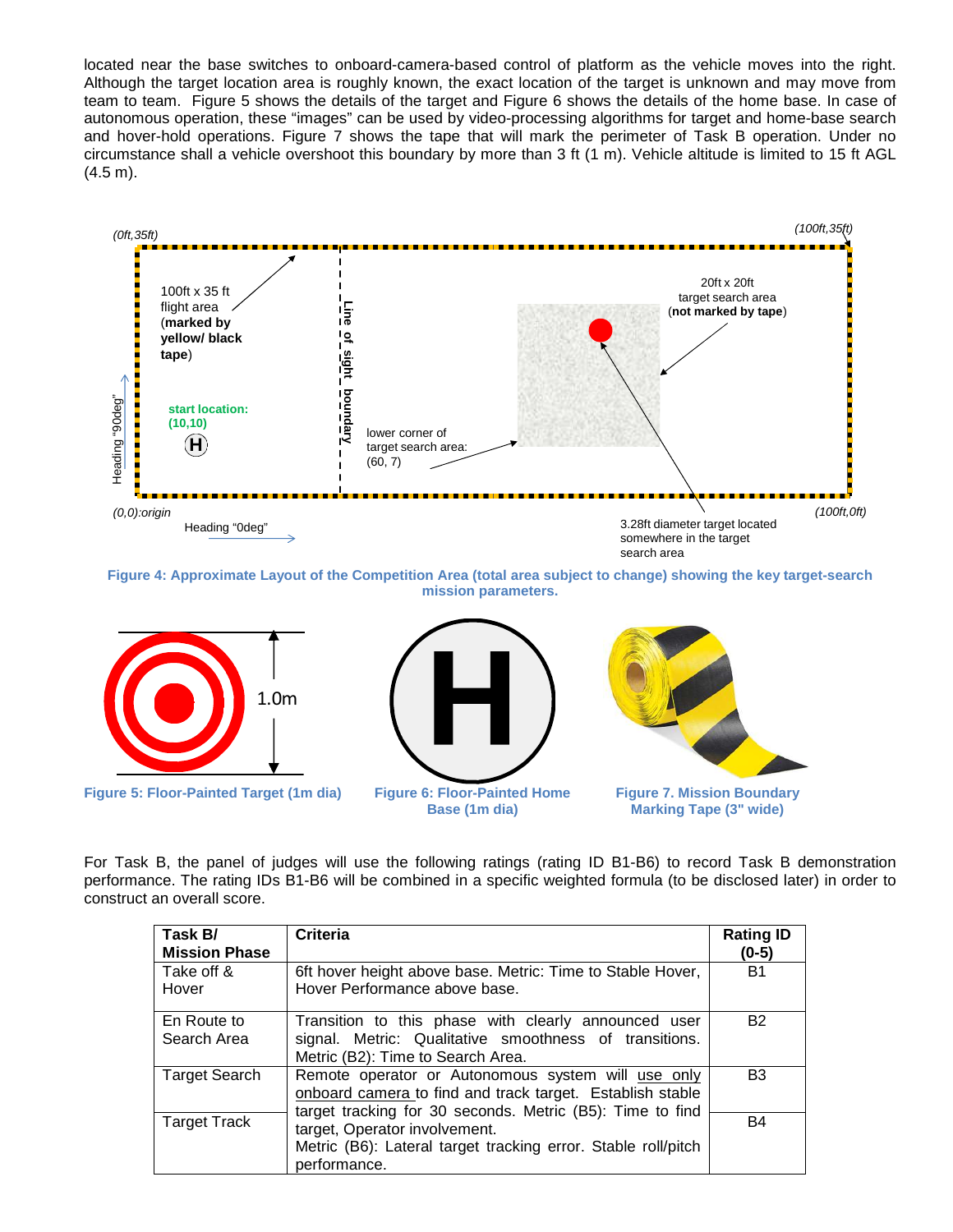located near the base switches to onboard-camera-based control of platform as the vehicle moves into the right. Although the target location area is roughly known, the exact location of the target is unknown and may move from team to team. Figure 5 shows the details of the target and Figure 6 shows the details of the home base. In case of autonomous operation, these "images" can be used by video-processing algorithms for target and home-base search and hover-hold operations. Figure 7 shows the tape that will mark the perimeter of Task B operation. Under no circumstance shall a vehicle overshoot this boundary by more than 3 ft (1 m). Vehicle altitude is limited to 15 ft AGL (4.5 m).

Figure 4: Approximate Layout of the Competition Area (total area subject to change) showing the key target-search mission parameters.

Figure 5: Floor-Painted Target (1m dia)

Figure 6: Floor-Painted Home Base (1m dia)

Figure 7. Mission Boundary Marking Tape (3" wide)

For Task B, the panel of judges will use the following ratings (rating ID B1-B6) to record Task B demonstration performance. The rating IDs B1-B6 will be combined in a specific weighted formula (to be disclosed later) in order to construct an overall score.

| Task B/ Mission Phase | Criteria | Rating ID (0-5) |
|---|---|---|
| Take off & Hover | 6ft hover height above base. Metric: Time to Stable Hover, Hover Performance above base. | B1 |
| En Route to Search Area | Transition to this phase with clearly announced user signal. Metric: Qualitative smoothness of transitions. Metric (B2): Time to Search Area. | B2 |
| Target Search | Remote operator or Autonomous system will use only onboard camera to find and track target. Establish stable target tracking for 30 seconds. Metric (B5): Time to find target, Operator involvement. Metric (B6): Lateral target tracking error. Stable roll/pitch performance. | B3 |
| Target Track | | B4 |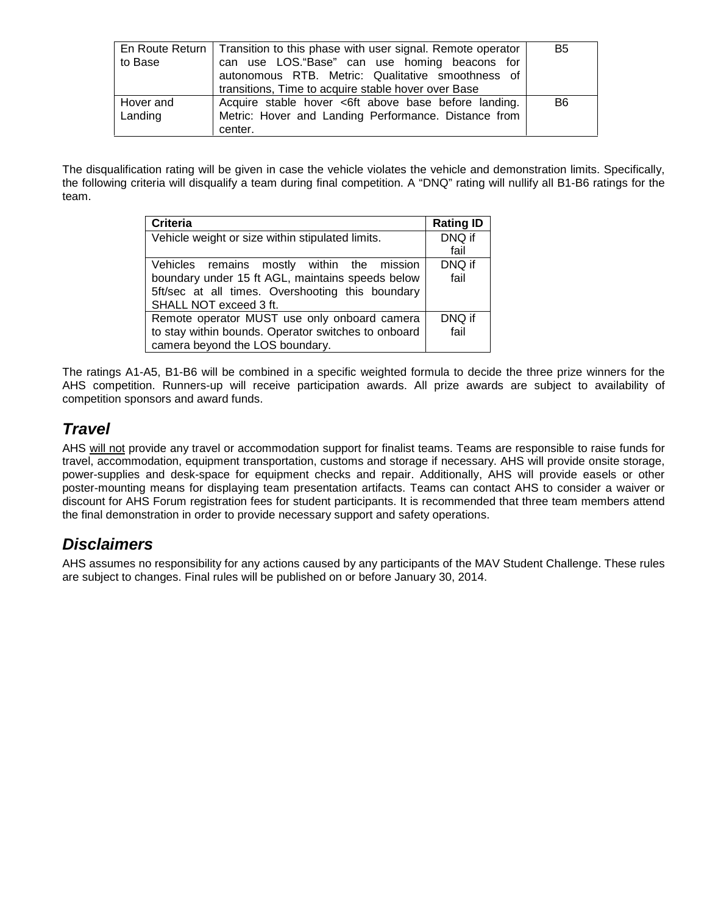| | | |
|---|---|---|
| En Route Return to Base | Transition to this phase with user signal. Remote operator can use LOS."Base" can use homing beacons for autonomous RTB. Metric: Qualitative smoothness of transitions, Time to acquire stable hover over Base | B5 |
| Hover and Landing | Acquire stable hover <6ft above base before landing. Metric: Hover and Landing Performance. Distance from center. | B6 |

The disqualification rating will be given in case the vehicle violates the vehicle and demonstration limits. Specifically, the following criteria will disqualify a team during final competition. A "DNQ" rating will nullify all B1-B6 ratings for the team.

| Criteria | Rating ID |
|---|---|
| Vehicle weight or size within stipulated limits. | DNQ if fail |
| Vehicles remains mostly within the mission boundary under 15 ft AGL, maintains speeds below 5ft/sec at all times. Overshooting this boundary SHALL NOT exceed 3 ft. | DNQ if fail |
| Remote operator MUST use only onboard camera to stay within bounds. Operator switches to onboard camera beyond the LOS boundary. | DNQ if fail |

The ratings A1-A5, B1-B6 will be combined in a specific weighted formula to decide the three prize winners for the AHS competition. Runners-up will receive participation awards. All prize awards are subject to availability of competition sponsors and award funds.

## *Travel*

AHS will not provide any travel or accommodation support for finalist teams. Teams are responsible to raise funds for travel, accommodation, equipment transportation, customs and storage if necessary. AHS will provide onsite storage, power-supplies and desk-space for equipment checks and repair. Additionally, AHS will provide easels or other poster-mounting means for displaying team presentation artifacts. Teams can contact AHS to consider a waiver or discount for AHS Forum registration fees for student participants. It is recommended that three team members attend the final demonstration in order to provide necessary support and safety operations.

## *Disclaimers*

AHS assumes no responsibility for any actions caused by any participants of the MAV Student Challenge. These rules are subject to changes. Final rules will be published on or before January 30, 2014.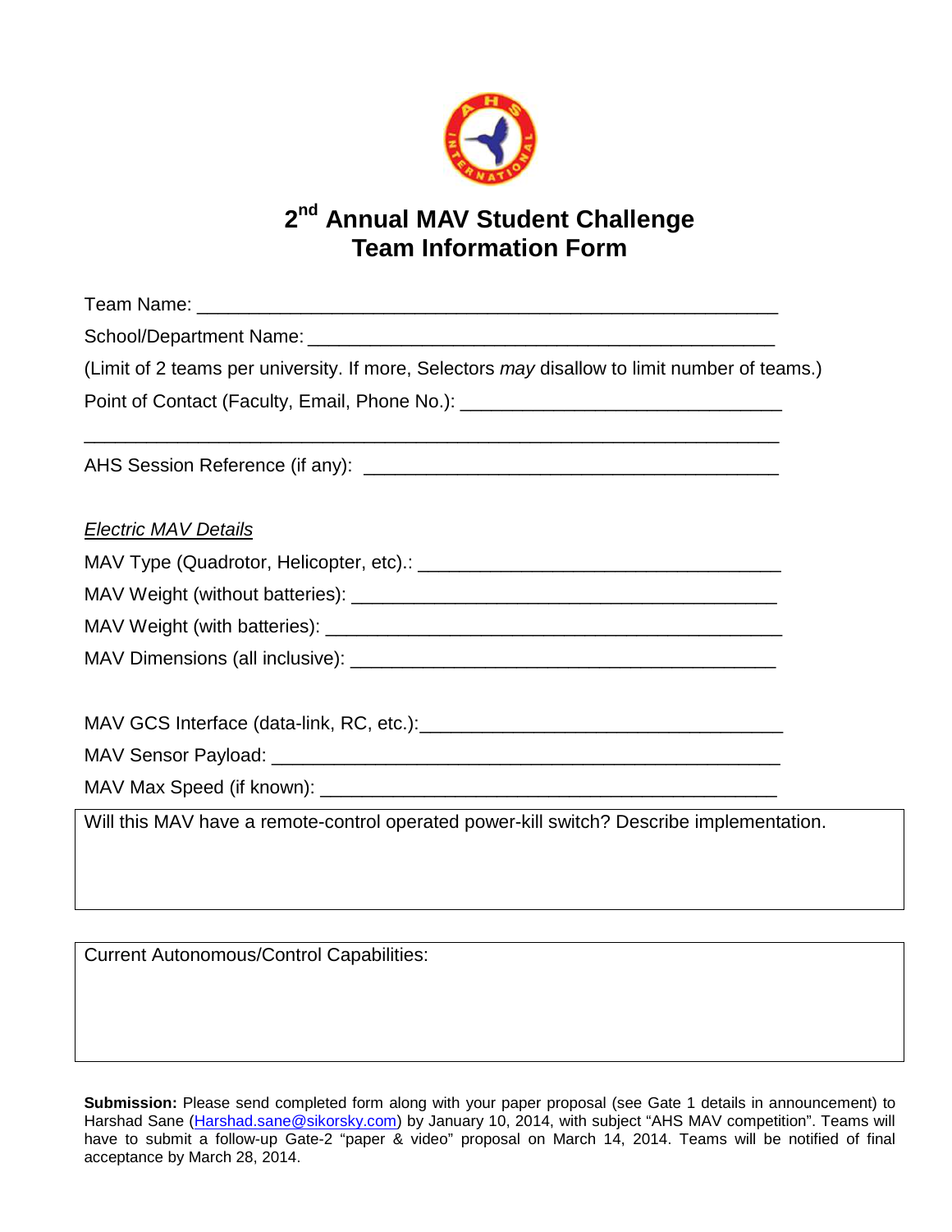# 2nd Annual MAV Student Challenge
# Team Information Form

Team Name: \_\_\_\_\_\_\_\_\_\_\_\_\_\_\_\_\_\_\_\_\_\_\_\_\_\_\_\_\_\_\_\_\_\_\_\_\_\_\_\_\_\_\_\_\_\_\_\_\_\_\_\_\_

School/Department Name: \_\_\_\_\_\_\_\_\_\_\_\_\_\_\_\_\_\_\_\_\_\_\_\_\_\_\_\_\_\_\_\_\_\_\_\_\_\_\_\_\_\_\_\_\_

(Limit of 2 teams per university. If more, Selectors *may* disallow to limit number of teams.)

Point of Contact (Faculty, Email, Phone No.): \_\_\_\_\_\_\_\_\_\_\_\_\_\_\_\_\_\_\_\_\_\_\_\_\_\_\_\_\_\_\_\_

\_\_\_\_\_\_\_\_\_\_\_\_\_\_\_\_\_\_\_\_\_\_\_\_\_\_\_\_\_\_\_\_\_\_\_\_\_\_\_\_\_\_\_\_\_\_\_\_\_\_\_\_\_\_\_\_\_\_\_\_\_\_\_\_\_\_\_\_\_\_

AHS Session Reference (if any): \_\_\_\_\_\_\_\_\_\_\_\_\_\_\_\_\_\_\_\_\_\_\_\_\_\_\_\_\_\_\_\_\_\_\_\_\_\_\_\_

*Electric MAV Details*

MAV Type (Quadrotor, Helicopter, etc).: \_\_\_\_\_\_\_\_\_\_\_\_\_\_\_\_\_\_\_\_\_\_\_\_\_\_\_\_\_\_\_\_\_\_\_\_

MAV Weight (without batteries): \_\_\_\_\_\_\_\_\_\_\_\_\_\_\_\_\_\_\_\_\_\_\_\_\_\_\_\_\_\_\_\_\_\_\_\_\_\_\_\_\_\_

MAV Weight (with batteries): \_\_\_\_\_\_\_\_\_\_\_\_\_\_\_\_\_\_\_\_\_\_\_\_\_\_\_\_\_\_\_\_\_\_\_\_\_\_\_\_\_\_\_\_\_

MAV Dimensions (all inclusive): \_\_\_\_\_\_\_\_\_\_\_\_\_\_\_\_\_\_\_\_\_\_\_\_\_\_\_\_\_\_\_\_\_\_\_\_\_\_\_\_\_\_

MAV GCS Interface (data-link, RC, etc.):\_\_\_\_\_\_\_\_\_\_\_\_\_\_\_\_\_\_\_\_\_\_\_\_\_\_\_\_\_\_\_\_\_\_\_\_

MAV Sensor Payload: \_\_\_\_\_\_\_\_\_\_\_\_\_\_\_\_\_\_\_\_\_\_\_\_\_\_\_\_\_\_\_\_\_\_\_\_\_\_\_\_\_\_\_\_\_\_\_\_\_\_

MAV Max Speed (if known): \_\_\_\_\_\_\_\_\_\_\_\_\_\_\_\_\_\_\_\_\_\_\_\_\_\_\_\_\_\_\_\_\_\_\_\_\_\_\_\_\_\_\_\_\_

| Will this MAV have a remote-control operated power-kill switch? Describe implementation. |
|---|
| |

| Current Autonomous/Control Capabilities: |
|---|
| |

**Submission:** Please send completed form along with your paper proposal (see Gate 1 details in announcement) to Harshad Sane (Harshad.sane@sikorsky.com) by January 10, 2014, with subject "AHS MAV competition". Teams will have to submit a follow-up Gate-2 "paper & video" proposal on March 14, 2014. Teams will be notified of final acceptance by March 28, 2014.